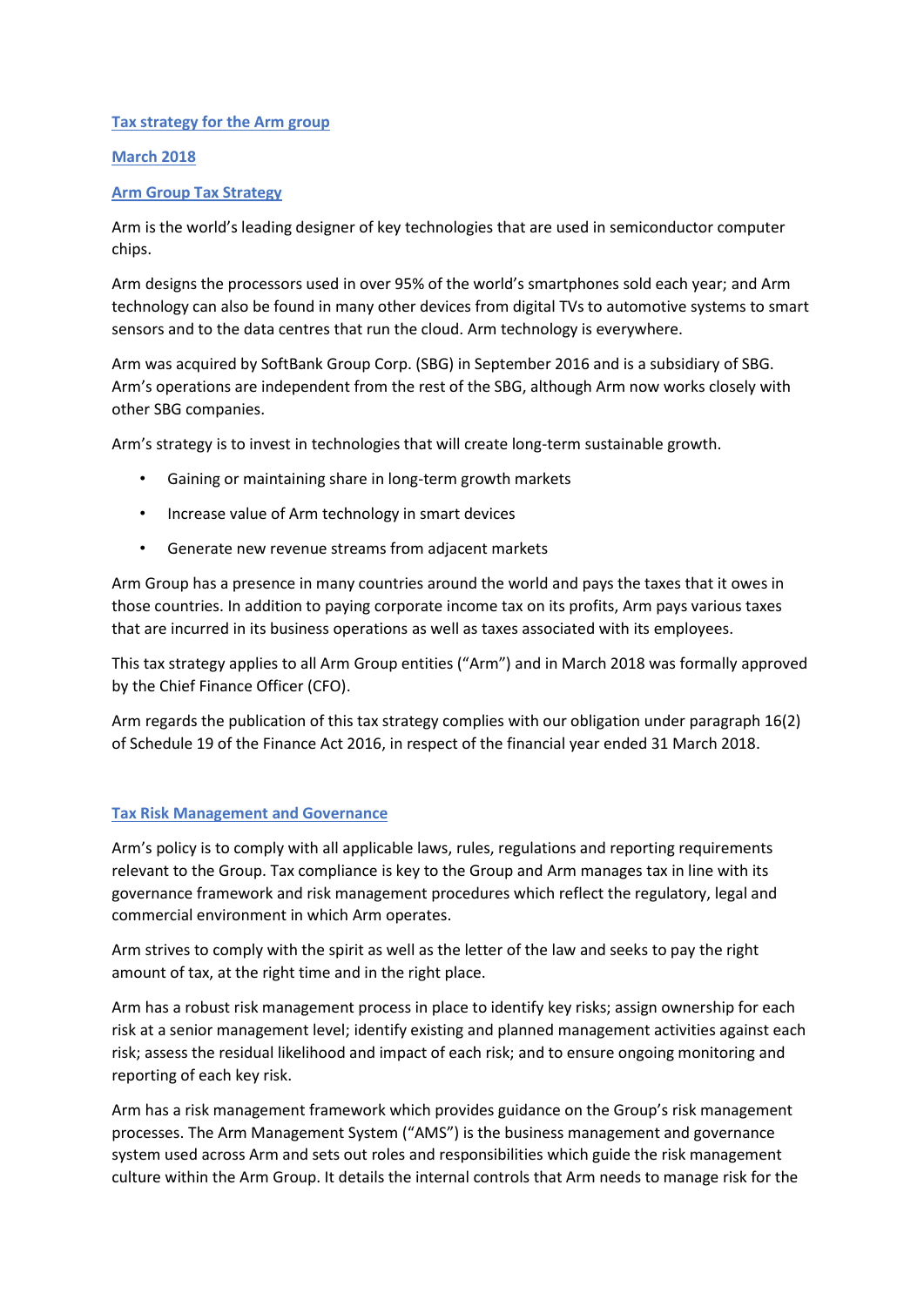## Tax strategy for the Arm group

**March 2018**

## Arm Group Tax Strategy

Arm is the world's leading designer of key technologies that are used in semiconductor computer chips.

Arm designs the processors used in over 95% of the world's smartphones sold each year; and Arm technology can also be found in many other devices from digital TVs to automotive systems to smart sensors and to the data centres that run the cloud. Arm technology is everywhere.

Arm was acquired by SoftBank Group Corp. (SBG) in September 2016 and is a subsidiary of SBG. Arm's operations are independent from the rest of the SBG, although Arm now works closely with other SBG companies.

Arm's strategy is to invest in technologies that will create long-term sustainable growth.

- Gaining or maintaining share in long-term growth markets
- Increase value of Arm technology in smart devices
- Generate new revenue streams from adjacent markets

Arm Group has a presence in many countries around the world and pays the taxes that it owes in those countries. In addition to paying corporate income tax on its profits, Arm pays various taxes that are incurred in its business operations as well as taxes associated with its employees.

This tax strategy applies to all Arm Group entities ("Arm") and in March 2018 was formally approved by the Chief Finance Officer (CFO).

Arm regards the publication of this tax strategy complies with our obligation under paragraph 16(2) of Schedule 19 of the Finance Act 2016, in respect of the financial year ended 31 March 2018.

## Tax Risk Management and Governance

Arm's policy is to comply with all applicable laws, rules, regulations and reporting requirements relevant to the Group. Tax compliance is key to the Group and Arm manages tax in line with its governance framework and risk management procedures which reflect the regulatory, legal and commercial environment in which Arm operates.

Arm strives to comply with the spirit as well as the letter of the law and seeks to pay the right amount of tax, at the right time and in the right place.

Arm has a robust risk management process in place to identify key risks; assign ownership for each risk at a senior management level; identify existing and planned management activities against each risk; assess the residual likelihood and impact of each risk; and to ensure ongoing monitoring and reporting of each key risk.

Arm has a risk management framework which provides guidance on the Group's risk management processes. The Arm Management System ("AMS") is the business management and governance system used across Arm and sets out roles and responsibilities which guide the risk management culture within the Arm Group. It details the internal controls that Arm needs to manage risk for the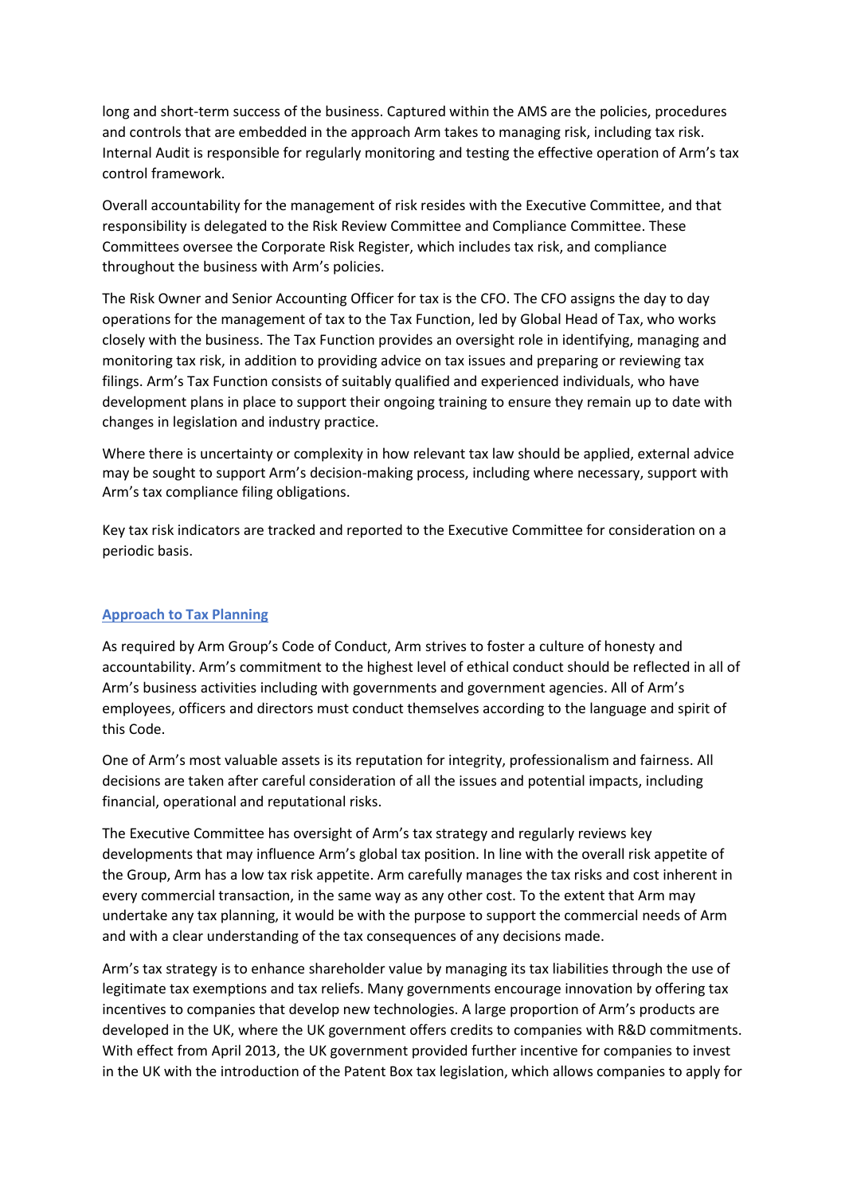long and short-term success of the business. Captured within the AMS are the policies, procedures and controls that are embedded in the approach Arm takes to managing risk, including tax risk. Internal Audit is responsible for regularly monitoring and testing the effective operation of Arm's tax control framework.

Overall accountability for the management of risk resides with the Executive Committee, and that responsibility is delegated to the Risk Review Committee and Compliance Committee. These Committees oversee the Corporate Risk Register, which includes tax risk, and compliance throughout the business with Arm's policies.

The Risk Owner and Senior Accounting Officer for tax is the CFO. The CFO assigns the day to day operations for the management of tax to the Tax Function, led by Global Head of Tax, who works closely with the business. The Tax Function provides an oversight role in identifying, managing and monitoring tax risk, in addition to providing advice on tax issues and preparing or reviewing tax filings. Arm's Tax Function consists of suitably qualified and experienced individuals, who have development plans in place to support their ongoing training to ensure they remain up to date with changes in legislation and industry practice.

Where there is uncertainty or complexity in how relevant tax law should be applied, external advice may be sought to support Arm's decision-making process, including where necessary, support with Arm's tax compliance filing obligations.

Key tax risk indicators are tracked and reported to the Executive Committee for consideration on a periodic basis.

## Approach to Tax Planning

As required by Arm Group's Code of Conduct, Arm strives to foster a culture of honesty and accountability. Arm's commitment to the highest level of ethical conduct should be reflected in all of Arm's business activities including with governments and government agencies. All of Arm's employees, officers and directors must conduct themselves according to the language and spirit of this Code.

One of Arm's most valuable assets is its reputation for integrity, professionalism and fairness. All decisions are taken after careful consideration of all the issues and potential impacts, including financial, operational and reputational risks.

The Executive Committee has oversight of Arm's tax strategy and regularly reviews key developments that may influence Arm's global tax position. In line with the overall risk appetite of the Group, Arm has a low tax risk appetite. Arm carefully manages the tax risks and cost inherent in every commercial transaction, in the same way as any other cost. To the extent that Arm may undertake any tax planning, it would be with the purpose to support the commercial needs of Arm and with a clear understanding of the tax consequences of any decisions made.

Arm's tax strategy is to enhance shareholder value by managing its tax liabilities through the use of legitimate tax exemptions and tax reliefs. Many governments encourage innovation by offering tax incentives to companies that develop new technologies. A large proportion of Arm's products are developed in the UK, where the UK government offers credits to companies with R&D commitments. With effect from April 2013, the UK government provided further incentive for companies to invest in the UK with the introduction of the Patent Box tax legislation, which allows companies to apply for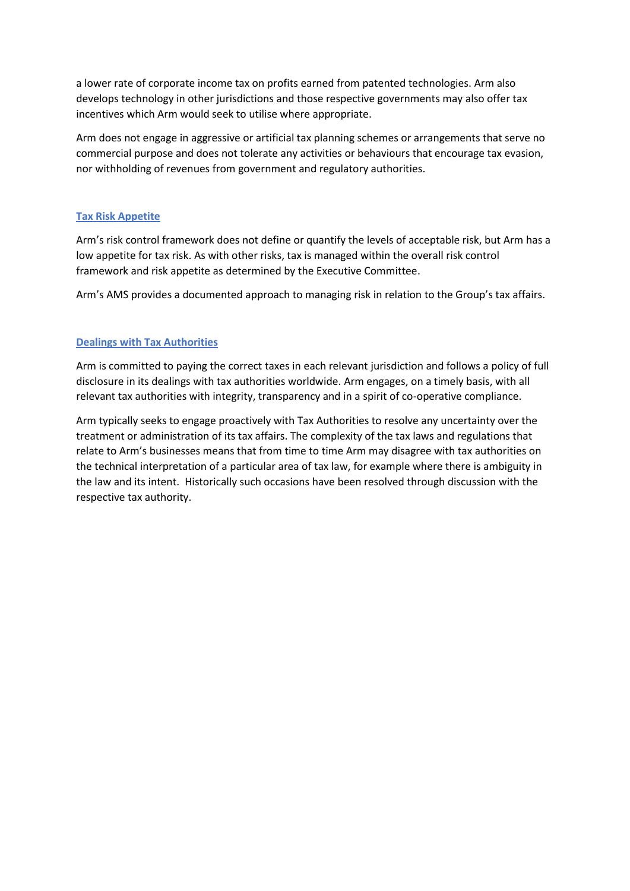a lower rate of corporate income tax on profits earned from patented technologies. Arm also develops technology in other jurisdictions and those respective governments may also offer tax incentives which Arm would seek to utilise where appropriate.

Arm does not engage in aggressive or artificial tax planning schemes or arrangements that serve no commercial purpose and does not tolerate any activities or behaviours that encourage tax evasion, nor withholding of revenues from government and regulatory authorities.

## Tax Risk Appetite

Arm's risk control framework does not define or quantify the levels of acceptable risk, but Arm has a low appetite for tax risk. As with other risks, tax is managed within the overall risk control framework and risk appetite as determined by the Executive Committee.

Arm's AMS provides a documented approach to managing risk in relation to the Group's tax affairs.

## Dealings with Tax Authorities

Arm is committed to paying the correct taxes in each relevant jurisdiction and follows a policy of full disclosure in its dealings with tax authorities worldwide. Arm engages, on a timely basis, with all relevant tax authorities with integrity, transparency and in a spirit of co-operative compliance.

Arm typically seeks to engage proactively with Tax Authorities to resolve any uncertainty over the treatment or administration of its tax affairs. The complexity of the tax laws and regulations that relate to Arm's businesses means that from time to time Arm may disagree with tax authorities on the technical interpretation of a particular area of tax law, for example where there is ambiguity in the law and its intent. Historically such occasions have been resolved through discussion with the respective tax authority.